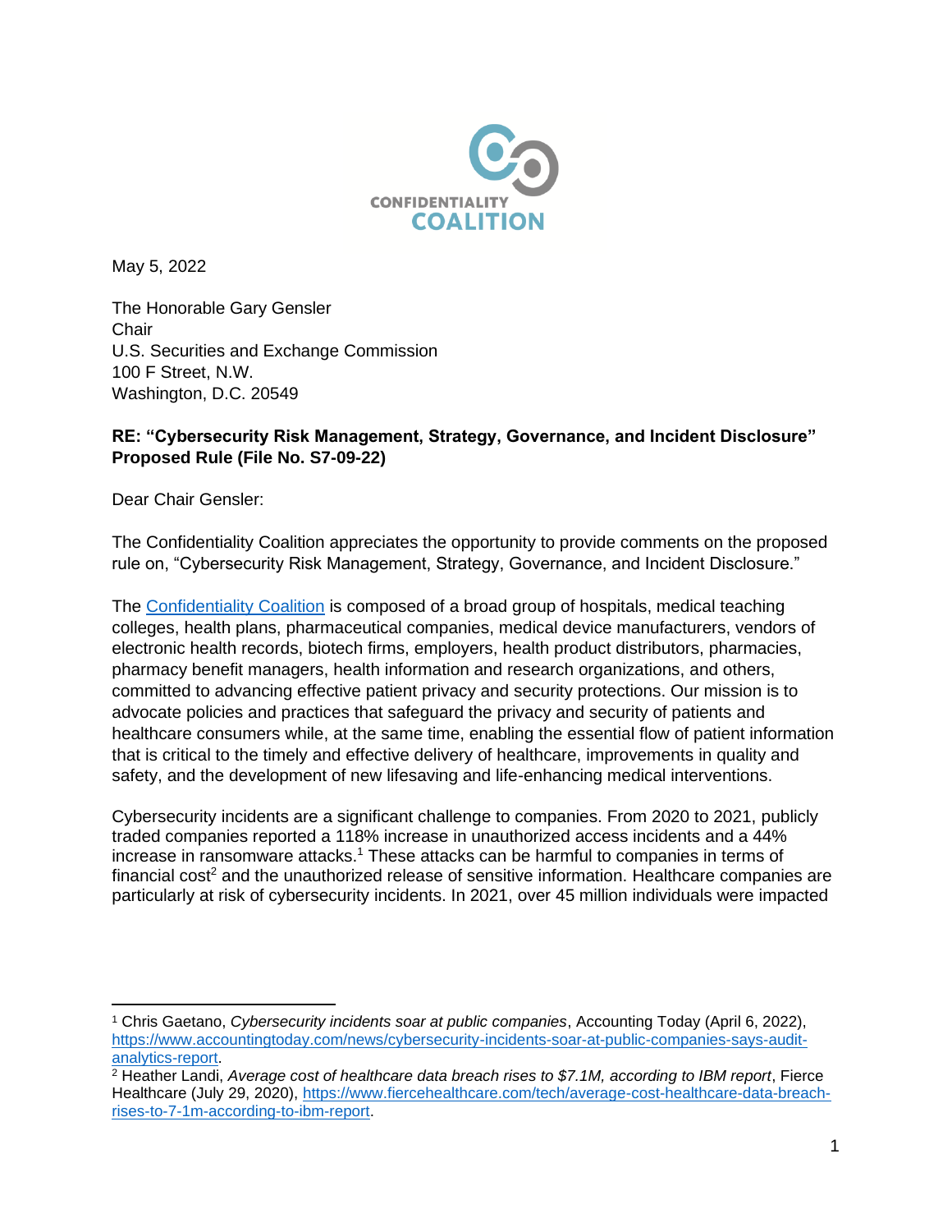CONFIDENTIALITY
COALITION

May 5, 2022

The Honorable Gary Gensler
Chair
U.S. Securities and Exchange Commission
100 F Street, N.W.
Washington, D.C. 20549

**RE: "Cybersecurity Risk Management, Strategy, Governance, and Incident Disclosure" Proposed Rule (File No. S7-09-22)**

Dear Chair Gensler:

The Confidentiality Coalition appreciates the opportunity to provide comments on the proposed rule on, "Cybersecurity Risk Management, Strategy, Governance, and Incident Disclosure."

The Confidentiality Coalition is composed of a broad group of hospitals, medical teaching colleges, health plans, pharmaceutical companies, medical device manufacturers, vendors of electronic health records, biotech firms, employers, health product distributors, pharmacies, pharmacy benefit managers, health information and research organizations, and others, committed to advancing effective patient privacy and security protections. Our mission is to advocate policies and practices that safeguard the privacy and security of patients and healthcare consumers while, at the same time, enabling the essential flow of patient information that is critical to the timely and effective delivery of healthcare, improvements in quality and safety, and the development of new lifesaving and life-enhancing medical interventions.

Cybersecurity incidents are a significant challenge to companies. From 2020 to 2021, publicly traded companies reported a 118% increase in unauthorized access incidents and a 44% increase in ransomware attacks.[1] These attacks can be harmful to companies in terms of financial cost[2] and the unauthorized release of sensitive information. Healthcare companies are particularly at risk of cybersecurity incidents. In 2021, over 45 million individuals were impacted

---

[1] Chris Gaetano, *Cybersecurity incidents soar at public companies*, Accounting Today (April 6, 2022), https://www.accountingtoday.com/news/cybersecurity-incidents-soar-at-public-companies-says-audit-analytics-report.

[2] Heather Landi, *Average cost of healthcare data breach rises to $7.1M, according to IBM report*, Fierce Healthcare (July 29, 2020), https://www.fiercehealthcare.com/tech/average-cost-healthcare-data-breach-rises-to-7-1m-according-to-ibm-report.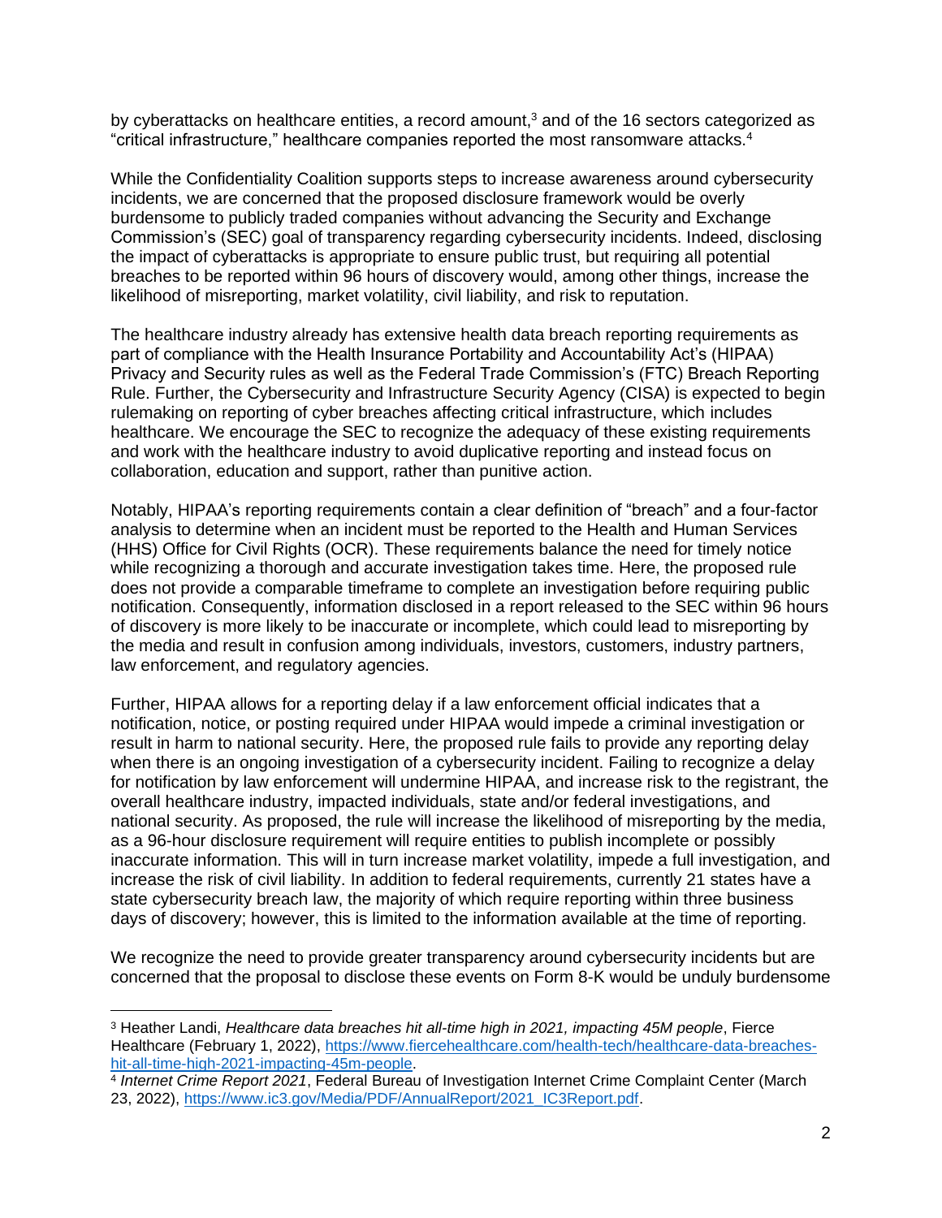by cyberattacks on healthcare entities, a record amount,[3] and of the 16 sectors categorized as "critical infrastructure," healthcare companies reported the most ransomware attacks.[4]

While the Confidentiality Coalition supports steps to increase awareness around cybersecurity incidents, we are concerned that the proposed disclosure framework would be overly burdensome to publicly traded companies without advancing the Security and Exchange Commission's (SEC) goal of transparency regarding cybersecurity incidents. Indeed, disclosing the impact of cyberattacks is appropriate to ensure public trust, but requiring all potential breaches to be reported within 96 hours of discovery would, among other things, increase the likelihood of misreporting, market volatility, civil liability, and risk to reputation.

The healthcare industry already has extensive health data breach reporting requirements as part of compliance with the Health Insurance Portability and Accountability Act's (HIPAA) Privacy and Security rules as well as the Federal Trade Commission's (FTC) Breach Reporting Rule. Further, the Cybersecurity and Infrastructure Security Agency (CISA) is expected to begin rulemaking on reporting of cyber breaches affecting critical infrastructure, which includes healthcare. We encourage the SEC to recognize the adequacy of these existing requirements and work with the healthcare industry to avoid duplicative reporting and instead focus on collaboration, education and support, rather than punitive action.

Notably, HIPAA's reporting requirements contain a clear definition of "breach" and a four-factor analysis to determine when an incident must be reported to the Health and Human Services (HHS) Office for Civil Rights (OCR). These requirements balance the need for timely notice while recognizing a thorough and accurate investigation takes time. Here, the proposed rule does not provide a comparable timeframe to complete an investigation before requiring public notification. Consequently, information disclosed in a report released to the SEC within 96 hours of discovery is more likely to be inaccurate or incomplete, which could lead to misreporting by the media and result in confusion among individuals, investors, customers, industry partners, law enforcement, and regulatory agencies.

Further, HIPAA allows for a reporting delay if a law enforcement official indicates that a notification, notice, or posting required under HIPAA would impede a criminal investigation or result in harm to national security. Here, the proposed rule fails to provide any reporting delay when there is an ongoing investigation of a cybersecurity incident. Failing to recognize a delay for notification by law enforcement will undermine HIPAA, and increase risk to the registrant, the overall healthcare industry, impacted individuals, state and/or federal investigations, and national security. As proposed, the rule will increase the likelihood of misreporting by the media, as a 96-hour disclosure requirement will require entities to publish incomplete or possibly inaccurate information. This will in turn increase market volatility, impede a full investigation, and increase the risk of civil liability. In addition to federal requirements, currently 21 states have a state cybersecurity breach law, the majority of which require reporting within three business days of discovery; however, this is limited to the information available at the time of reporting.

We recognize the need to provide greater transparency around cybersecurity incidents but are concerned that the proposal to disclose these events on Form 8-K would be unduly burdensome

---

[3] Heather Landi, *Healthcare data breaches hit all-time high in 2021, impacting 45M people*, Fierce Healthcare (February 1, 2022), https://www.fiercehealthcare.com/health-tech/healthcare-data-breaches-hit-all-time-high-2021-impacting-45m-people.

[4] *Internet Crime Report 2021*, Federal Bureau of Investigation Internet Crime Complaint Center (March 23, 2022), https://www.ic3.gov/Media/PDF/AnnualReport/2021_IC3Report.pdf.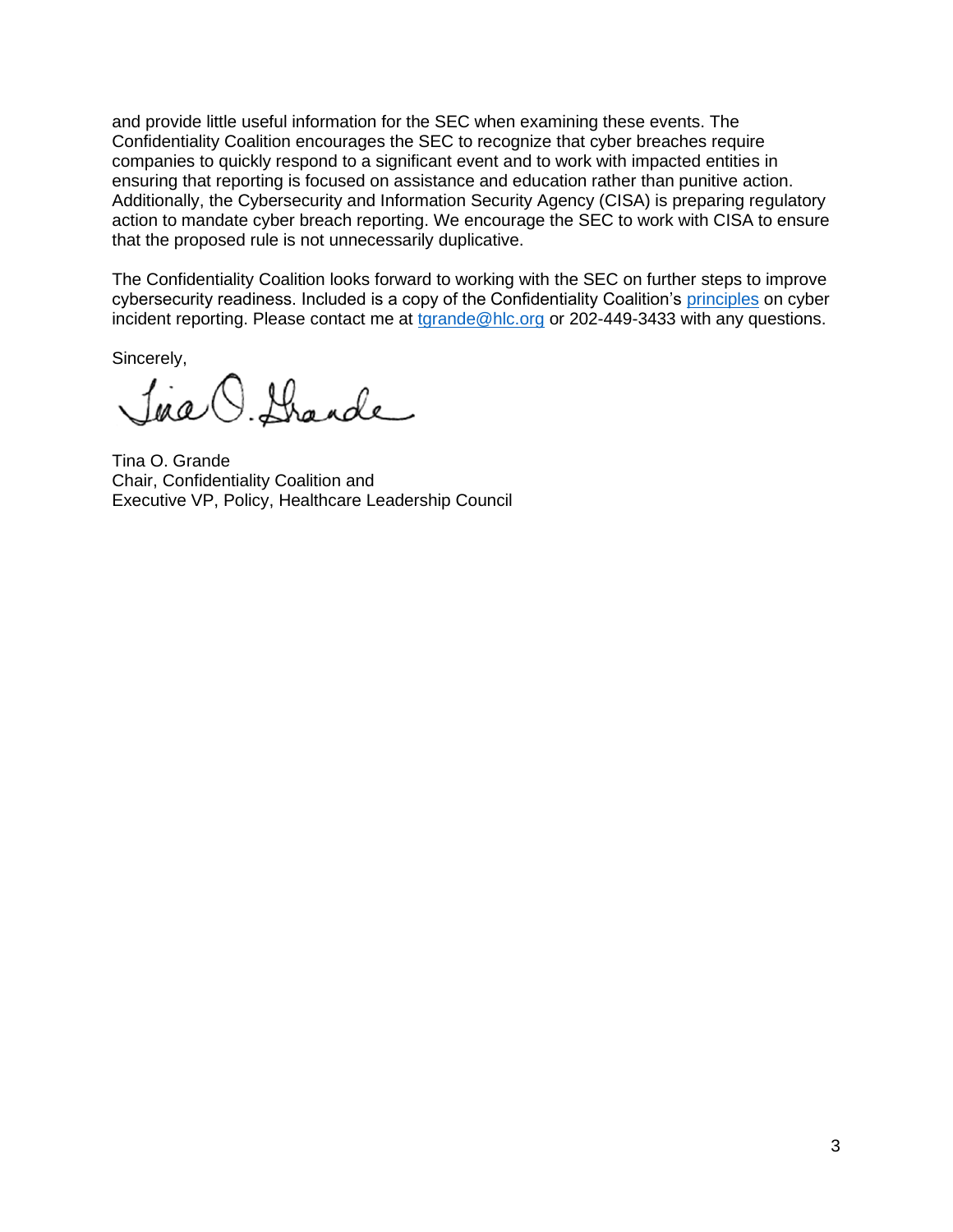and provide little useful information for the SEC when examining these events. The Confidentiality Coalition encourages the SEC to recognize that cyber breaches require companies to quickly respond to a significant event and to work with impacted entities in ensuring that reporting is focused on assistance and education rather than punitive action. Additionally, the Cybersecurity and Information Security Agency (CISA) is preparing regulatory action to mandate cyber breach reporting. We encourage the SEC to work with CISA to ensure that the proposed rule is not unnecessarily duplicative.

The Confidentiality Coalition looks forward to working with the SEC on further steps to improve cybersecurity readiness. Included is a copy of the Confidentiality Coalition's principles on cyber incident reporting. Please contact me at tgrande@hlc.org or 202-449-3433 with any questions.

Sincerely,

Tina O. Grande
Chair, Confidentiality Coalition and
Executive VP, Policy, Healthcare Leadership Council